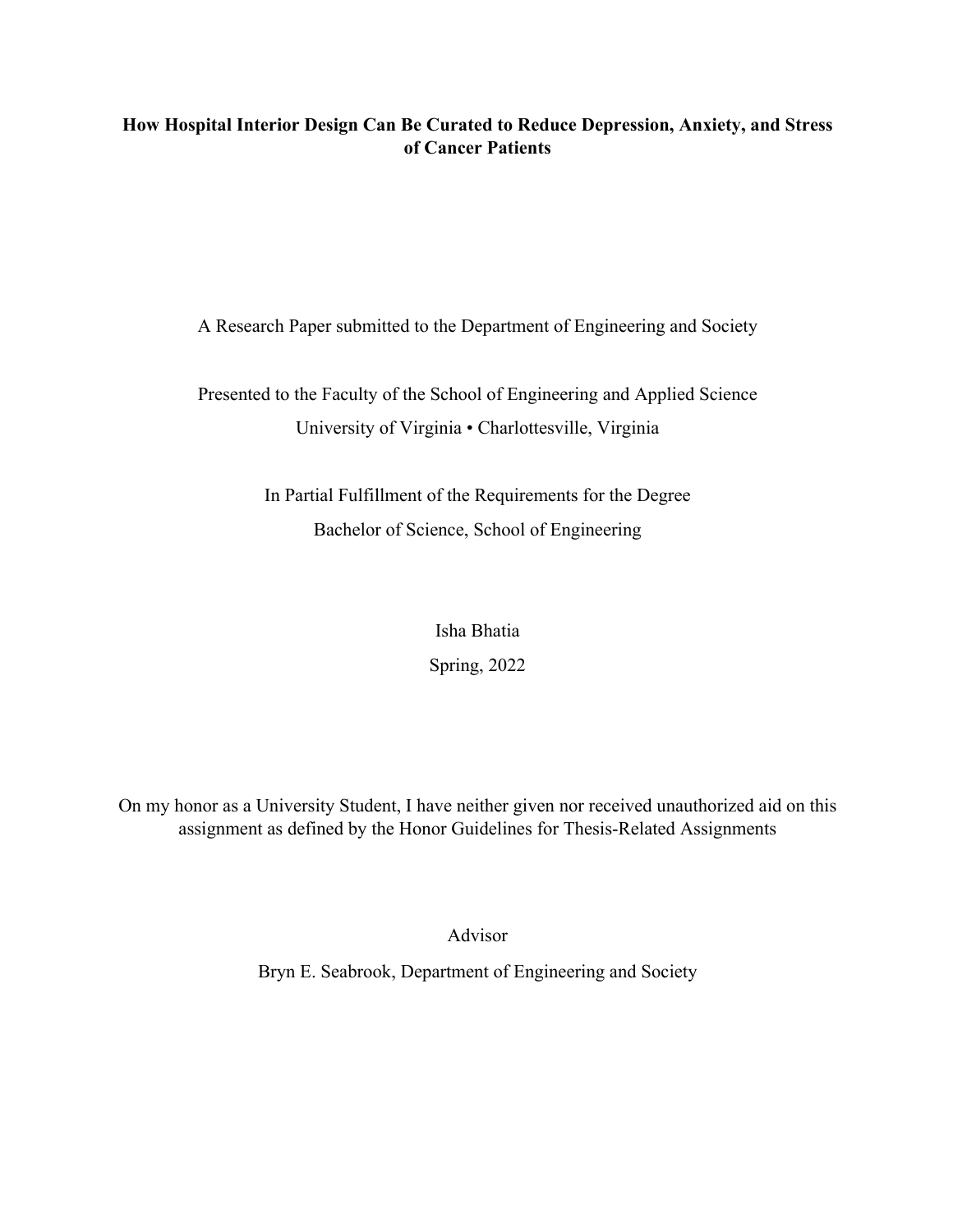# How Hospital Interior Design Can Be Curated to Reduce Depression, Anxiety, and Stress of Cancer Patients

A Research Paper submitted to the Department of Engineering and Society

Presented to the Faculty of the School of Engineering and Applied Science
University of Virginia • Charlottesville, Virginia

In Partial Fulfillment of the Requirements for the Degree
Bachelor of Science, School of Engineering

Isha Bhatia
Spring, 2022

On my honor as a University Student, I have neither given nor received unauthorized aid on this assignment as defined by the Honor Guidelines for Thesis-Related Assignments

Advisor
Bryn E. Seabrook, Department of Engineering and Society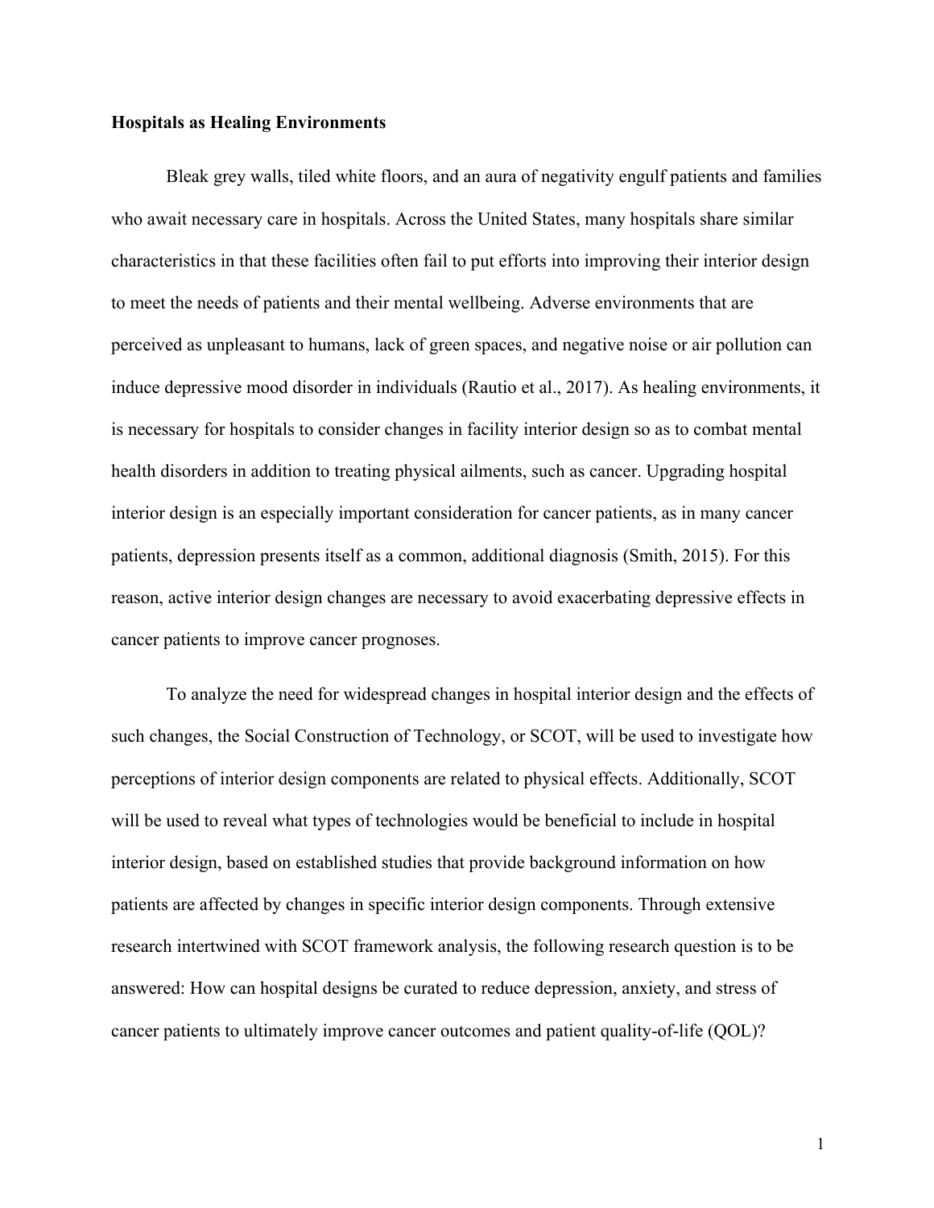## Hospitals as Healing Environments

Bleak grey walls, tiled white floors, and an aura of negativity engulf patients and families who await necessary care in hospitals. Across the United States, many hospitals share similar characteristics in that these facilities often fail to put efforts into improving their interior design to meet the needs of patients and their mental wellbeing. Adverse environments that are perceived as unpleasant to humans, lack of green spaces, and negative noise or air pollution can induce depressive mood disorder in individuals (Rautio et al., 2017). As healing environments, it is necessary for hospitals to consider changes in facility interior design so as to combat mental health disorders in addition to treating physical ailments, such as cancer. Upgrading hospital interior design is an especially important consideration for cancer patients, as in many cancer patients, depression presents itself as a common, additional diagnosis (Smith, 2015). For this reason, active interior design changes are necessary to avoid exacerbating depressive effects in cancer patients to improve cancer prognoses.

To analyze the need for widespread changes in hospital interior design and the effects of such changes, the Social Construction of Technology, or SCOT, will be used to investigate how perceptions of interior design components are related to physical effects. Additionally, SCOT will be used to reveal what types of technologies would be beneficial to include in hospital interior design, based on established studies that provide background information on how patients are affected by changes in specific interior design components. Through extensive research intertwined with SCOT framework analysis, the following research question is to be answered: How can hospital designs be curated to reduce depression, anxiety, and stress of cancer patients to ultimately improve cancer outcomes and patient quality-of-life (QOL)?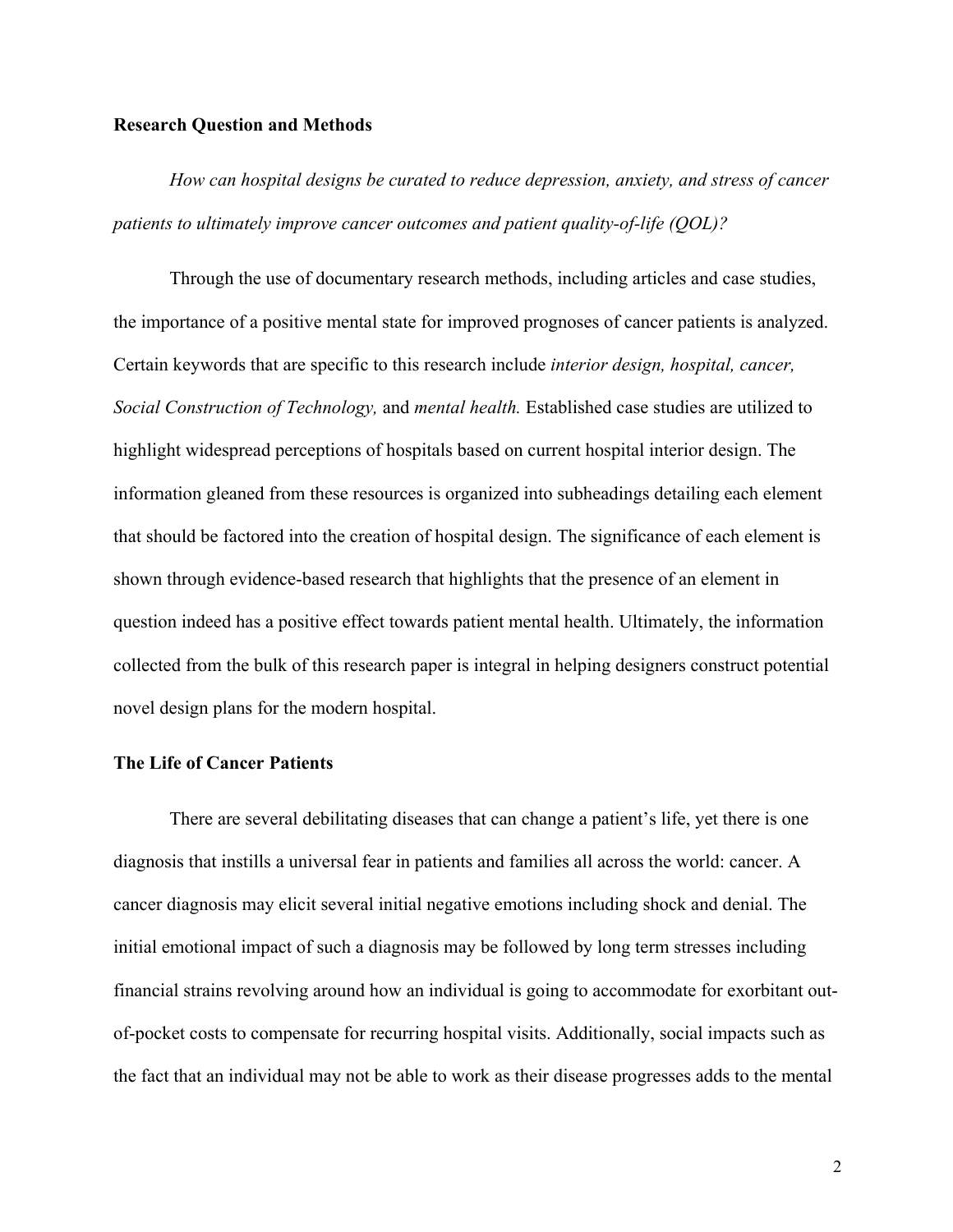## Research Question and Methods

*How can hospital designs be curated to reduce depression, anxiety, and stress of cancer patients to ultimately improve cancer outcomes and patient quality-of-life (QOL)?*

Through the use of documentary research methods, including articles and case studies, the importance of a positive mental state for improved prognoses of cancer patients is analyzed. Certain keywords that are specific to this research include *interior design, hospital, cancer, Social Construction of Technology,* and *mental health.* Established case studies are utilized to highlight widespread perceptions of hospitals based on current hospital interior design. The information gleaned from these resources is organized into subheadings detailing each element that should be factored into the creation of hospital design. The significance of each element is shown through evidence-based research that highlights that the presence of an element in question indeed has a positive effect towards patient mental health. Ultimately, the information collected from the bulk of this research paper is integral in helping designers construct potential novel design plans for the modern hospital.

## The Life of Cancer Patients

There are several debilitating diseases that can change a patient's life, yet there is one diagnosis that instills a universal fear in patients and families all across the world: cancer. A cancer diagnosis may elicit several initial negative emotions including shock and denial. The initial emotional impact of such a diagnosis may be followed by long term stresses including financial strains revolving around how an individual is going to accommodate for exorbitant out-of-pocket costs to compensate for recurring hospital visits. Additionally, social impacts such as the fact that an individual may not be able to work as their disease progresses adds to the mental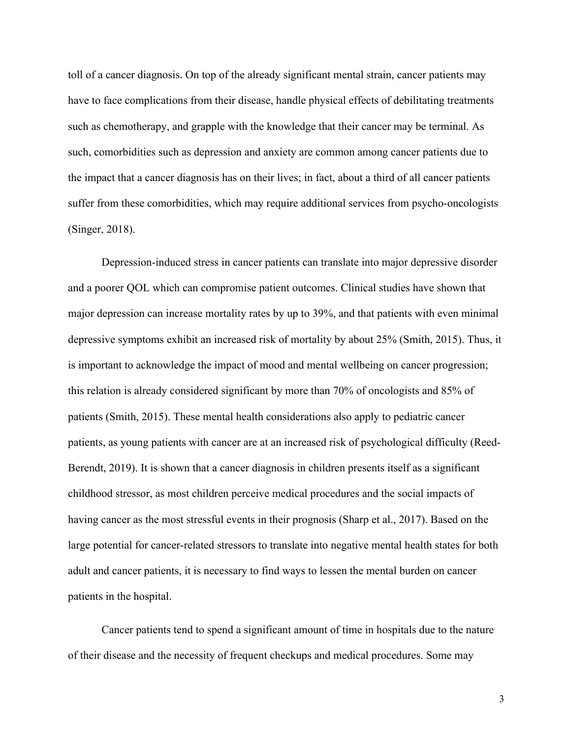toll of a cancer diagnosis. On top of the already significant mental strain, cancer patients may have to face complications from their disease, handle physical effects of debilitating treatments such as chemotherapy, and grapple with the knowledge that their cancer may be terminal. As such, comorbidities such as depression and anxiety are common among cancer patients due to the impact that a cancer diagnosis has on their lives; in fact, about a third of all cancer patients suffer from these comorbidities, which may require additional services from psycho-oncologists (Singer, 2018).

Depression-induced stress in cancer patients can translate into major depressive disorder and a poorer QOL which can compromise patient outcomes. Clinical studies have shown that major depression can increase mortality rates by up to 39%, and that patients with even minimal depressive symptoms exhibit an increased risk of mortality by about 25% (Smith, 2015). Thus, it is important to acknowledge the impact of mood and mental wellbeing on cancer progression; this relation is already considered significant by more than 70% of oncologists and 85% of patients (Smith, 2015). These mental health considerations also apply to pediatric cancer patients, as young patients with cancer are at an increased risk of psychological difficulty (Reed-Berendt, 2019). It is shown that a cancer diagnosis in children presents itself as a significant childhood stressor, as most children perceive medical procedures and the social impacts of having cancer as the most stressful events in their prognosis (Sharp et al., 2017). Based on the large potential for cancer-related stressors to translate into negative mental health states for both adult and cancer patients, it is necessary to find ways to lessen the mental burden on cancer patients in the hospital.

Cancer patients tend to spend a significant amount of time in hospitals due to the nature of their disease and the necessity of frequent checkups and medical procedures. Some may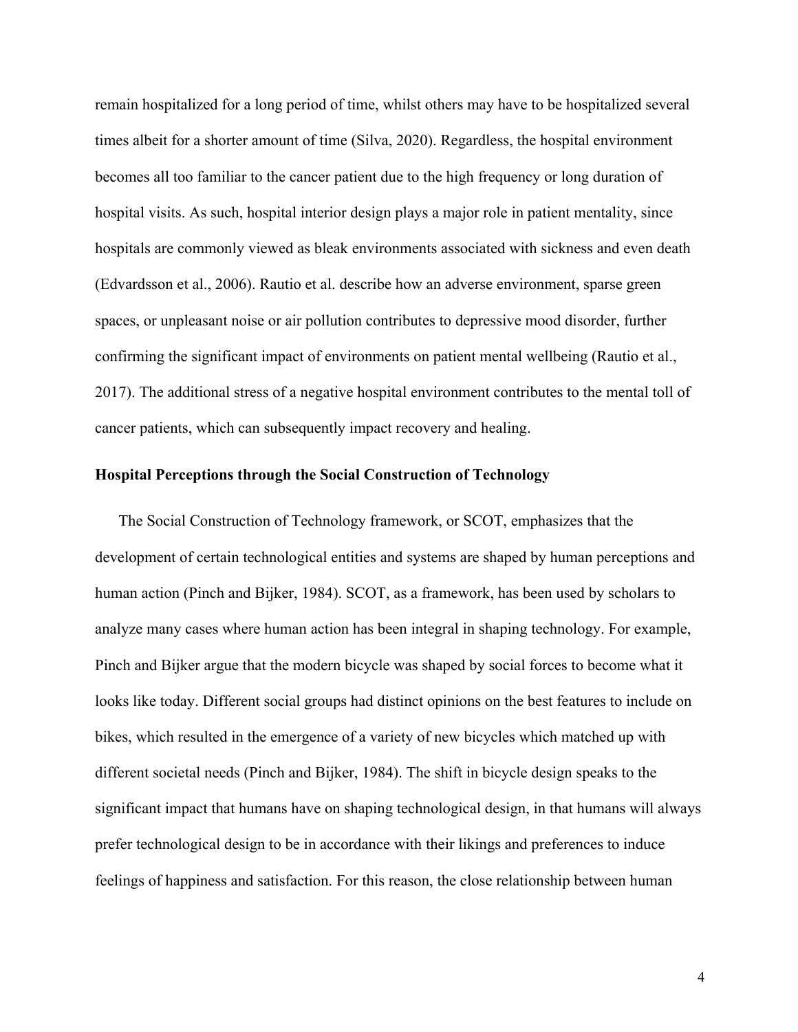remain hospitalized for a long period of time, whilst others may have to be hospitalized several times albeit for a shorter amount of time (Silva, 2020). Regardless, the hospital environment becomes all too familiar to the cancer patient due to the high frequency or long duration of hospital visits. As such, hospital interior design plays a major role in patient mentality, since hospitals are commonly viewed as bleak environments associated with sickness and even death (Edvardsson et al., 2006). Rautio et al. describe how an adverse environment, sparse green spaces, or unpleasant noise or air pollution contributes to depressive mood disorder, further confirming the significant impact of environments on patient mental wellbeing (Rautio et al., 2017). The additional stress of a negative hospital environment contributes to the mental toll of cancer patients, which can subsequently impact recovery and healing.

### Hospital Perceptions through the Social Construction of Technology

The Social Construction of Technology framework, or SCOT, emphasizes that the development of certain technological entities and systems are shaped by human perceptions and human action (Pinch and Bijker, 1984). SCOT, as a framework, has been used by scholars to analyze many cases where human action has been integral in shaping technology. For example, Pinch and Bijker argue that the modern bicycle was shaped by social forces to become what it looks like today. Different social groups had distinct opinions on the best features to include on bikes, which resulted in the emergence of a variety of new bicycles which matched up with different societal needs (Pinch and Bijker, 1984). The shift in bicycle design speaks to the significant impact that humans have on shaping technological design, in that humans will always prefer technological design to be in accordance with their likings and preferences to induce feelings of happiness and satisfaction. For this reason, the close relationship between human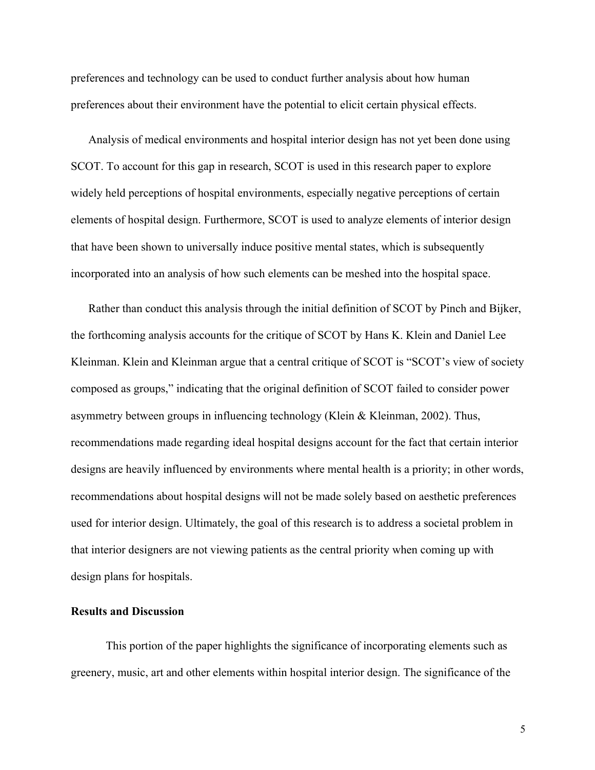preferences and technology can be used to conduct further analysis about how human preferences about their environment have the potential to elicit certain physical effects.

Analysis of medical environments and hospital interior design has not yet been done using SCOT. To account for this gap in research, SCOT is used in this research paper to explore widely held perceptions of hospital environments, especially negative perceptions of certain elements of hospital design. Furthermore, SCOT is used to analyze elements of interior design that have been shown to universally induce positive mental states, which is subsequently incorporated into an analysis of how such elements can be meshed into the hospital space.

Rather than conduct this analysis through the initial definition of SCOT by Pinch and Bijker, the forthcoming analysis accounts for the critique of SCOT by Hans K. Klein and Daniel Lee Kleinman. Klein and Kleinman argue that a central critique of SCOT is "SCOT's view of society composed as groups," indicating that the original definition of SCOT failed to consider power asymmetry between groups in influencing technology (Klein & Kleinman, 2002). Thus, recommendations made regarding ideal hospital designs account for the fact that certain interior designs are heavily influenced by environments where mental health is a priority; in other words, recommendations about hospital designs will not be made solely based on aesthetic preferences used for interior design. Ultimately, the goal of this research is to address a societal problem in that interior designers are not viewing patients as the central priority when coming up with design plans for hospitals.

## Results and Discussion

This portion of the paper highlights the significance of incorporating elements such as greenery, music, art and other elements within hospital interior design. The significance of the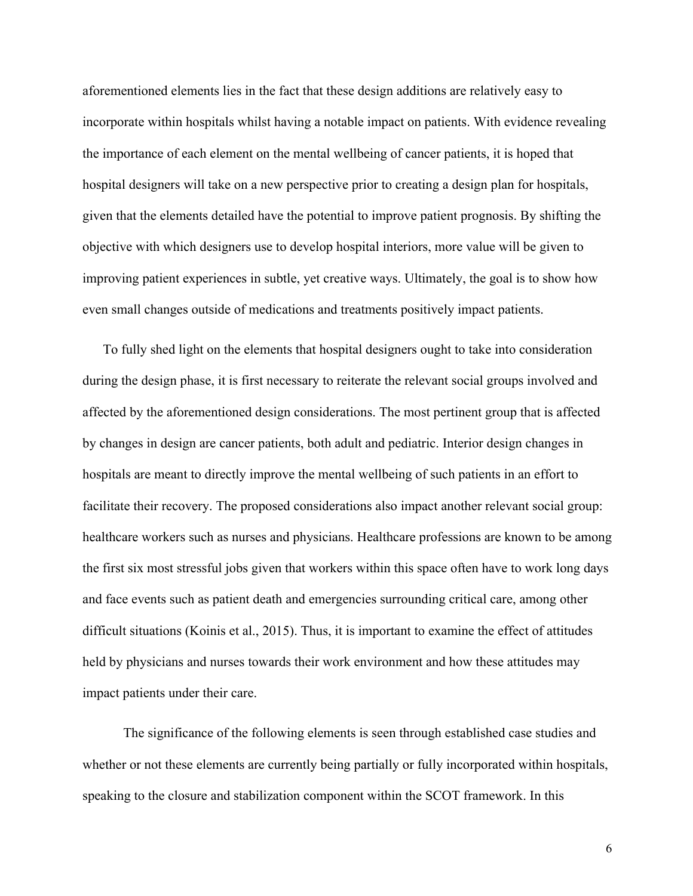aforementioned elements lies in the fact that these design additions are relatively easy to incorporate within hospitals whilst having a notable impact on patients. With evidence revealing the importance of each element on the mental wellbeing of cancer patients, it is hoped that hospital designers will take on a new perspective prior to creating a design plan for hospitals, given that the elements detailed have the potential to improve patient prognosis. By shifting the objective with which designers use to develop hospital interiors, more value will be given to improving patient experiences in subtle, yet creative ways. Ultimately, the goal is to show how even small changes outside of medications and treatments positively impact patients.

To fully shed light on the elements that hospital designers ought to take into consideration during the design phase, it is first necessary to reiterate the relevant social groups involved and affected by the aforementioned design considerations. The most pertinent group that is affected by changes in design are cancer patients, both adult and pediatric. Interior design changes in hospitals are meant to directly improve the mental wellbeing of such patients in an effort to facilitate their recovery. The proposed considerations also impact another relevant social group: healthcare workers such as nurses and physicians. Healthcare professions are known to be among the first six most stressful jobs given that workers within this space often have to work long days and face events such as patient death and emergencies surrounding critical care, among other difficult situations (Koinis et al., 2015). Thus, it is important to examine the effect of attitudes held by physicians and nurses towards their work environment and how these attitudes may impact patients under their care.

The significance of the following elements is seen through established case studies and whether or not these elements are currently being partially or fully incorporated within hospitals, speaking to the closure and stabilization component within the SCOT framework. In this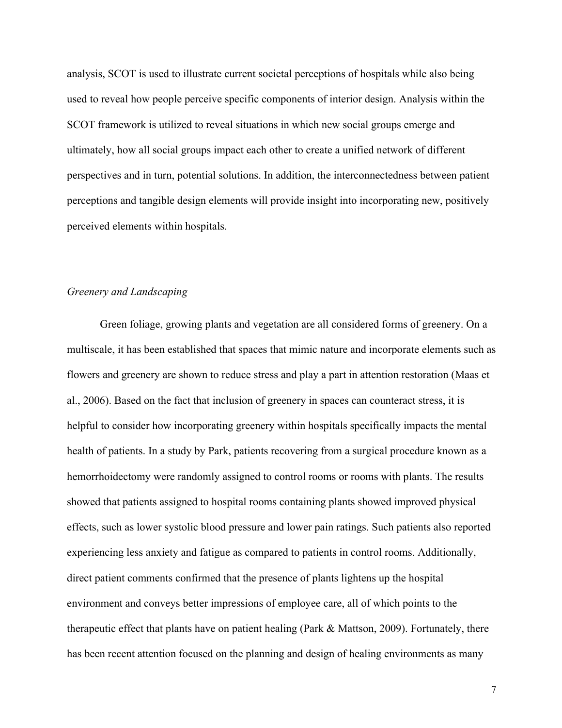analysis, SCOT is used to illustrate current societal perceptions of hospitals while also being used to reveal how people perceive specific components of interior design. Analysis within the SCOT framework is utilized to reveal situations in which new social groups emerge and ultimately, how all social groups impact each other to create a unified network of different perspectives and in turn, potential solutions. In addition, the interconnectedness between patient perceptions and tangible design elements will provide insight into incorporating new, positively perceived elements within hospitals.

### *Greenery and Landscaping*

Green foliage, growing plants and vegetation are all considered forms of greenery. On a multiscale, it has been established that spaces that mimic nature and incorporate elements such as flowers and greenery are shown to reduce stress and play a part in attention restoration (Maas et al., 2006). Based on the fact that inclusion of greenery in spaces can counteract stress, it is helpful to consider how incorporating greenery within hospitals specifically impacts the mental health of patients. In a study by Park, patients recovering from a surgical procedure known as a hemorrhoidectomy were randomly assigned to control rooms or rooms with plants. The results showed that patients assigned to hospital rooms containing plants showed improved physical effects, such as lower systolic blood pressure and lower pain ratings. Such patients also reported experiencing less anxiety and fatigue as compared to patients in control rooms. Additionally, direct patient comments confirmed that the presence of plants lightens up the hospital environment and conveys better impressions of employee care, all of which points to the therapeutic effect that plants have on patient healing (Park & Mattson, 2009). Fortunately, there has been recent attention focused on the planning and design of healing environments as many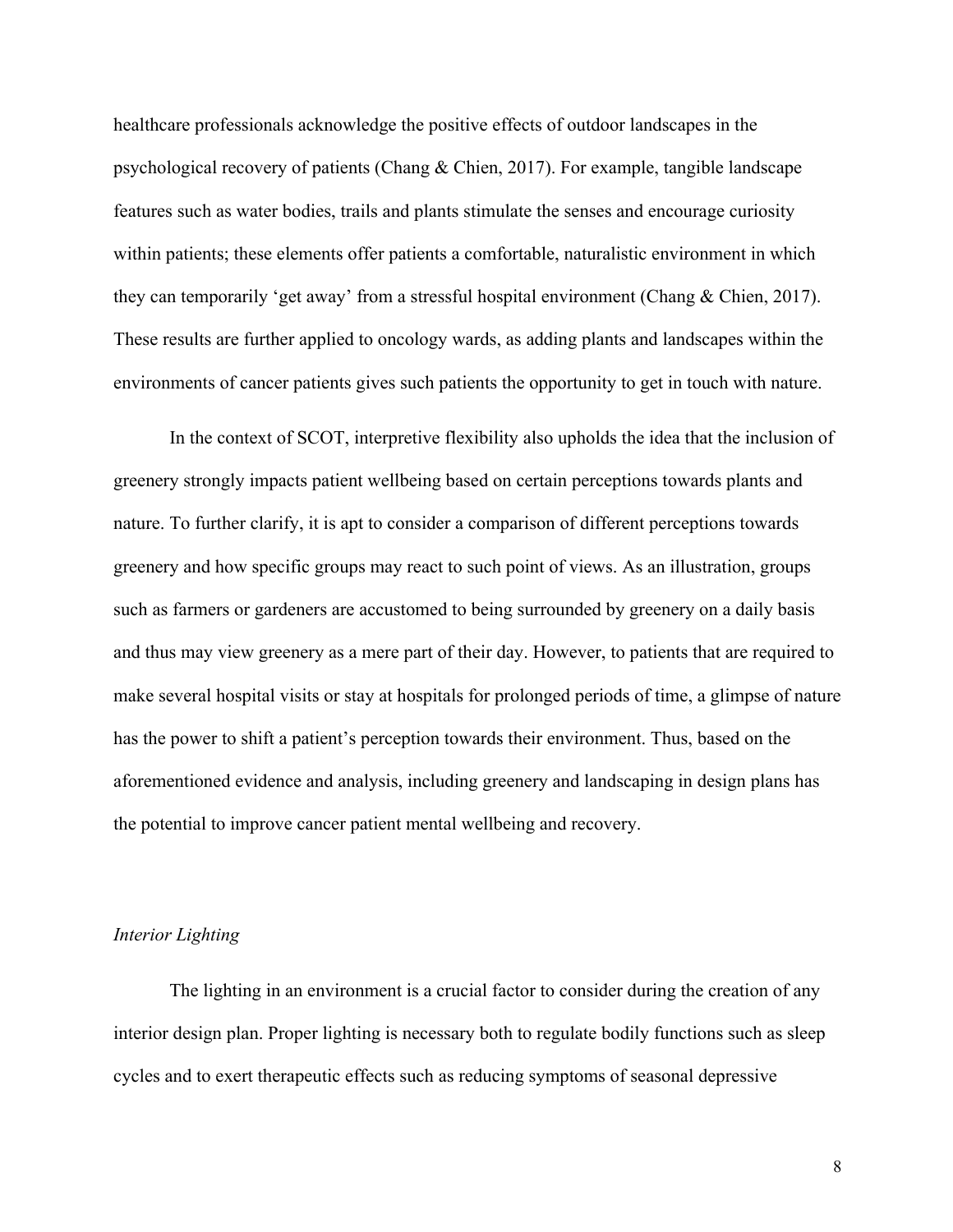healthcare professionals acknowledge the positive effects of outdoor landscapes in the psychological recovery of patients (Chang & Chien, 2017). For example, tangible landscape features such as water bodies, trails and plants stimulate the senses and encourage curiosity within patients; these elements offer patients a comfortable, naturalistic environment in which they can temporarily 'get away' from a stressful hospital environment (Chang & Chien, 2017). These results are further applied to oncology wards, as adding plants and landscapes within the environments of cancer patients gives such patients the opportunity to get in touch with nature.

In the context of SCOT, interpretive flexibility also upholds the idea that the inclusion of greenery strongly impacts patient wellbeing based on certain perceptions towards plants and nature. To further clarify, it is apt to consider a comparison of different perceptions towards greenery and how specific groups may react to such point of views. As an illustration, groups such as farmers or gardeners are accustomed to being surrounded by greenery on a daily basis and thus may view greenery as a mere part of their day. However, to patients that are required to make several hospital visits or stay at hospitals for prolonged periods of time, a glimpse of nature has the power to shift a patient's perception towards their environment. Thus, based on the aforementioned evidence and analysis, including greenery and landscaping in design plans has the potential to improve cancer patient mental wellbeing and recovery.

### *Interior Lighting*

The lighting in an environment is a crucial factor to consider during the creation of any interior design plan. Proper lighting is necessary both to regulate bodily functions such as sleep cycles and to exert therapeutic effects such as reducing symptoms of seasonal depressive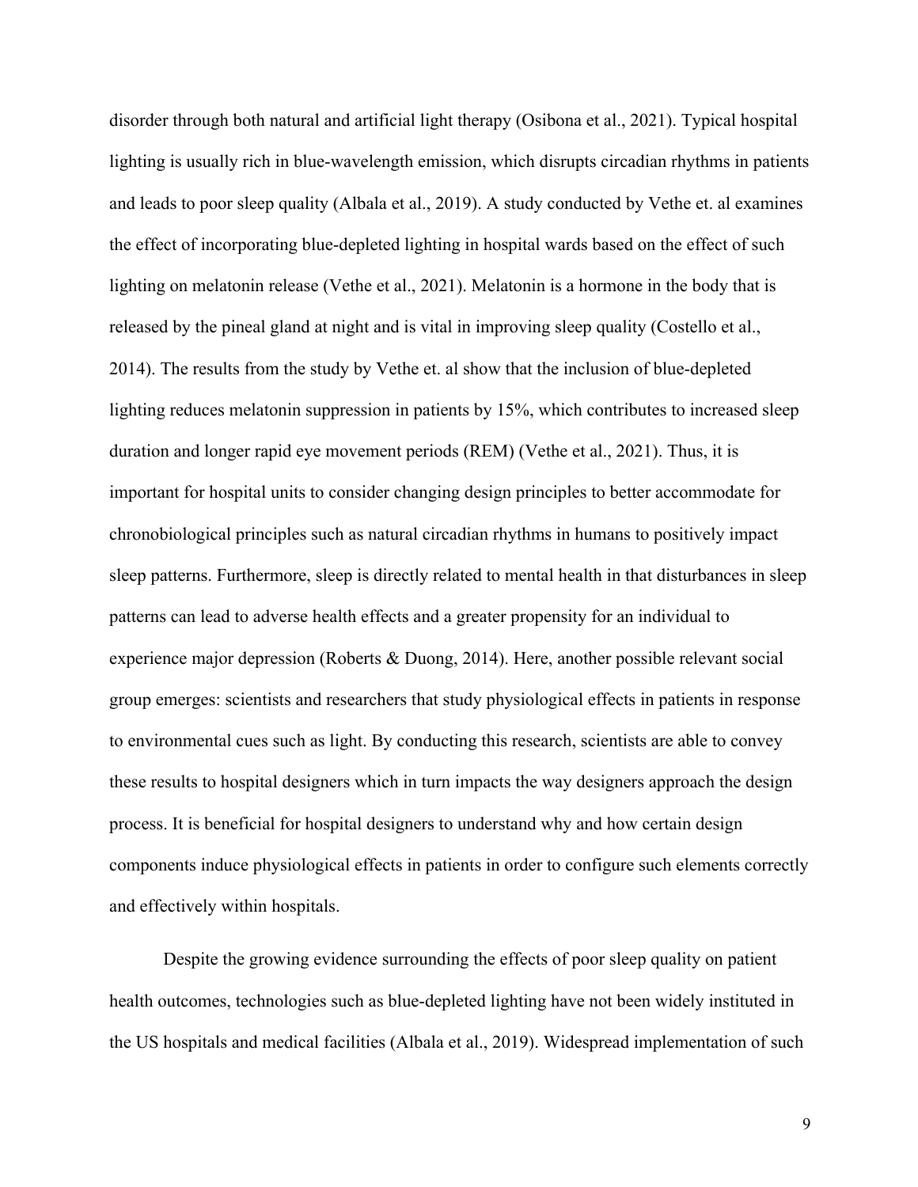disorder through both natural and artificial light therapy (Osibona et al., 2021). Typical hospital lighting is usually rich in blue-wavelength emission, which disrupts circadian rhythms in patients and leads to poor sleep quality (Albala et al., 2019). A study conducted by Vethe et. al examines the effect of incorporating blue-depleted lighting in hospital wards based on the effect of such lighting on melatonin release (Vethe et al., 2021). Melatonin is a hormone in the body that is released by the pineal gland at night and is vital in improving sleep quality (Costello et al., 2014). The results from the study by Vethe et. al show that the inclusion of blue-depleted lighting reduces melatonin suppression in patients by 15%, which contributes to increased sleep duration and longer rapid eye movement periods (REM) (Vethe et al., 2021). Thus, it is important for hospital units to consider changing design principles to better accommodate for chronobiological principles such as natural circadian rhythms in humans to positively impact sleep patterns. Furthermore, sleep is directly related to mental health in that disturbances in sleep patterns can lead to adverse health effects and a greater propensity for an individual to experience major depression (Roberts & Duong, 2014). Here, another possible relevant social group emerges: scientists and researchers that study physiological effects in patients in response to environmental cues such as light. By conducting this research, scientists are able to convey these results to hospital designers which in turn impacts the way designers approach the design process. It is beneficial for hospital designers to understand why and how certain design components induce physiological effects in patients in order to configure such elements correctly and effectively within hospitals.

Despite the growing evidence surrounding the effects of poor sleep quality on patient health outcomes, technologies such as blue-depleted lighting have not been widely instituted in the US hospitals and medical facilities (Albala et al., 2019). Widespread implementation of such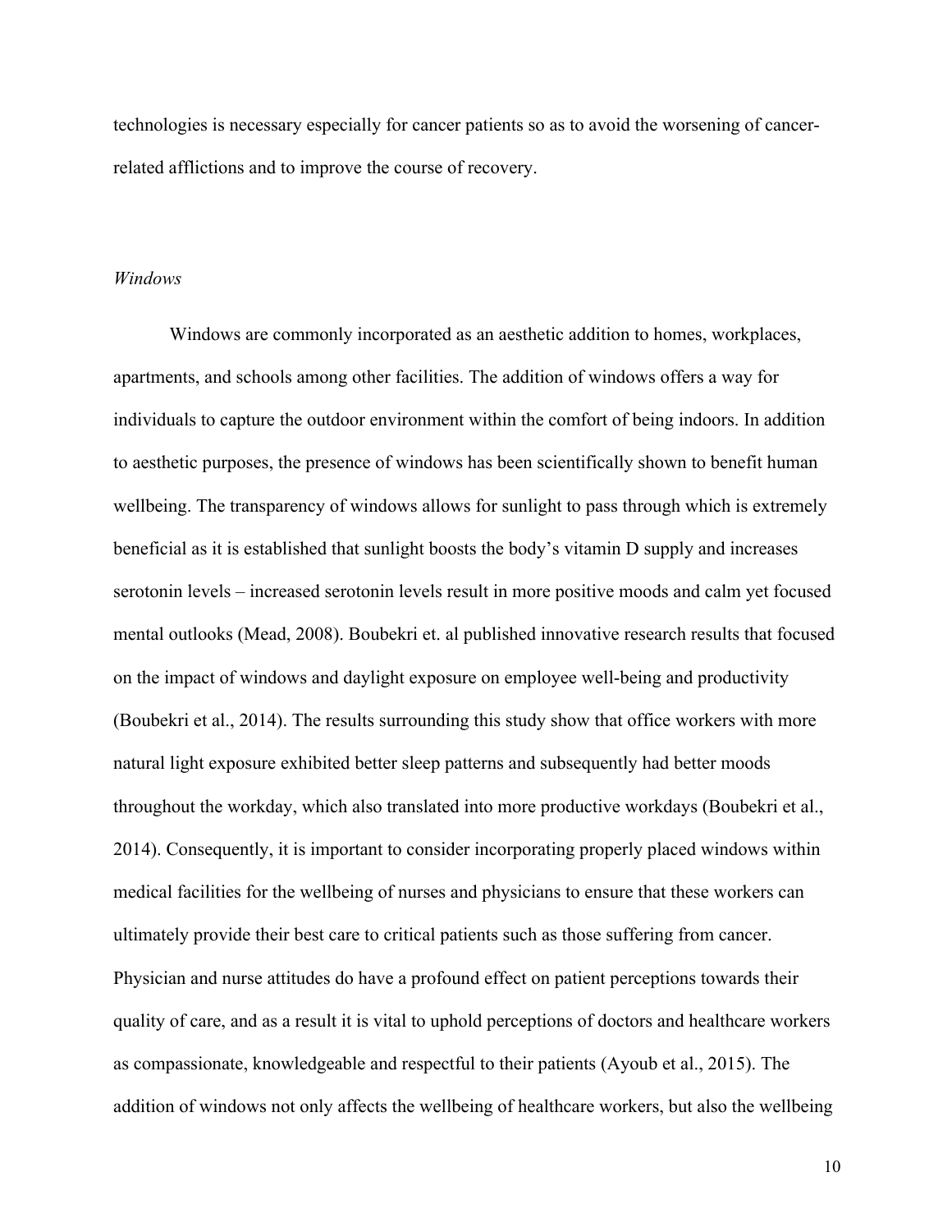technologies is necessary especially for cancer patients so as to avoid the worsening of cancer-related afflictions and to improve the course of recovery.

*Windows*

Windows are commonly incorporated as an aesthetic addition to homes, workplaces, apartments, and schools among other facilities. The addition of windows offers a way for individuals to capture the outdoor environment within the comfort of being indoors. In addition to aesthetic purposes, the presence of windows has been scientifically shown to benefit human wellbeing. The transparency of windows allows for sunlight to pass through which is extremely beneficial as it is established that sunlight boosts the body's vitamin D supply and increases serotonin levels – increased serotonin levels result in more positive moods and calm yet focused mental outlooks (Mead, 2008). Boubekri et. al published innovative research results that focused on the impact of windows and daylight exposure on employee well-being and productivity (Boubekri et al., 2014). The results surrounding this study show that office workers with more natural light exposure exhibited better sleep patterns and subsequently had better moods throughout the workday, which also translated into more productive workdays (Boubekri et al., 2014). Consequently, it is important to consider incorporating properly placed windows within medical facilities for the wellbeing of nurses and physicians to ensure that these workers can ultimately provide their best care to critical patients such as those suffering from cancer. Physician and nurse attitudes do have a profound effect on patient perceptions towards their quality of care, and as a result it is vital to uphold perceptions of doctors and healthcare workers as compassionate, knowledgeable and respectful to their patients (Ayoub et al., 2015). The addition of windows not only affects the wellbeing of healthcare workers, but also the wellbeing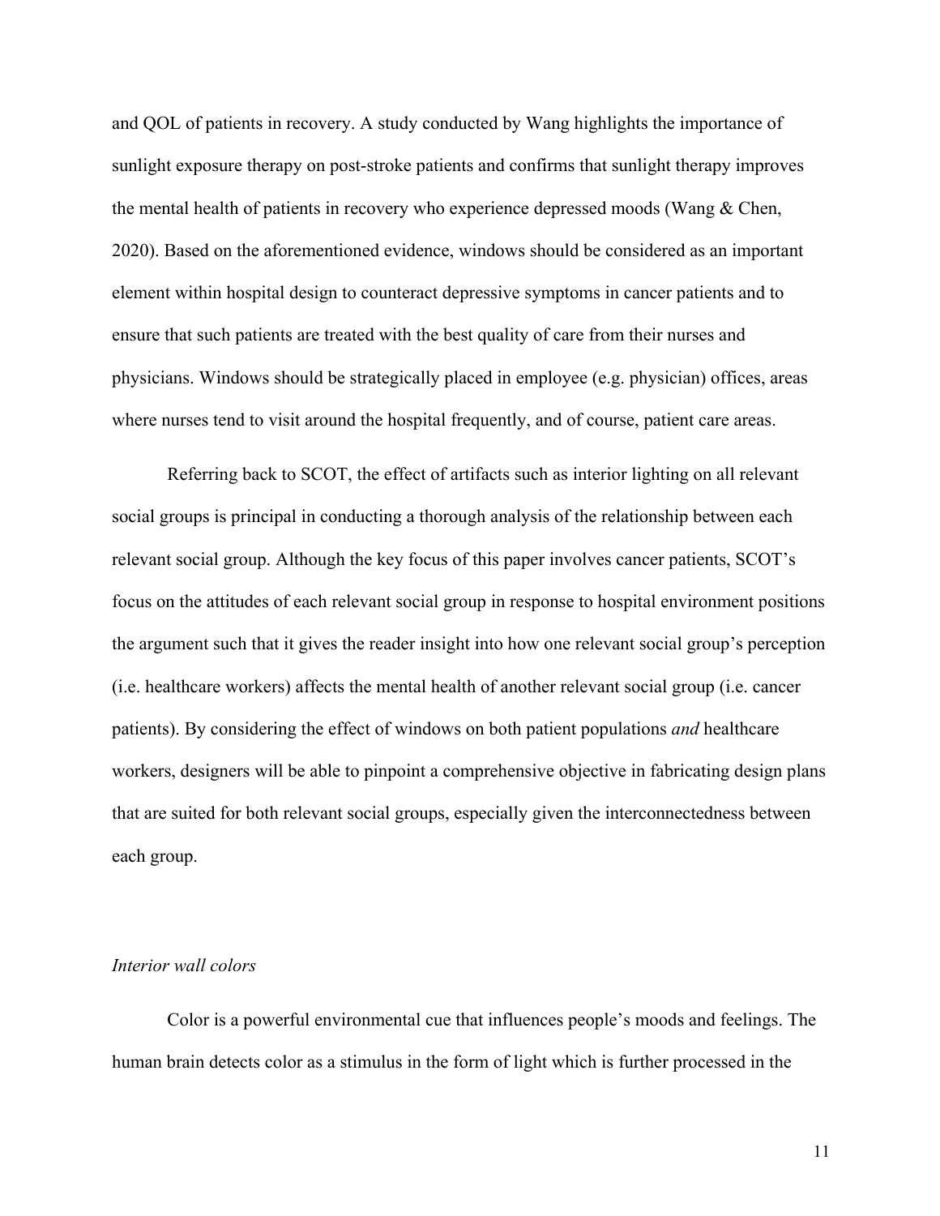and QOL of patients in recovery. A study conducted by Wang highlights the importance of sunlight exposure therapy on post-stroke patients and confirms that sunlight therapy improves the mental health of patients in recovery who experience depressed moods (Wang & Chen, 2020). Based on the aforementioned evidence, windows should be considered as an important element within hospital design to counteract depressive symptoms in cancer patients and to ensure that such patients are treated with the best quality of care from their nurses and physicians. Windows should be strategically placed in employee (e.g. physician) offices, areas where nurses tend to visit around the hospital frequently, and of course, patient care areas.

Referring back to SCOT, the effect of artifacts such as interior lighting on all relevant social groups is principal in conducting a thorough analysis of the relationship between each relevant social group. Although the key focus of this paper involves cancer patients, SCOT's focus on the attitudes of each relevant social group in response to hospital environment positions the argument such that it gives the reader insight into how one relevant social group's perception (i.e. healthcare workers) affects the mental health of another relevant social group (i.e. cancer patients). By considering the effect of windows on both patient populations *and* healthcare workers, designers will be able to pinpoint a comprehensive objective in fabricating design plans that are suited for both relevant social groups, especially given the interconnectedness between each group.

### *Interior wall colors*

Color is a powerful environmental cue that influences people's moods and feelings. The human brain detects color as a stimulus in the form of light which is further processed in the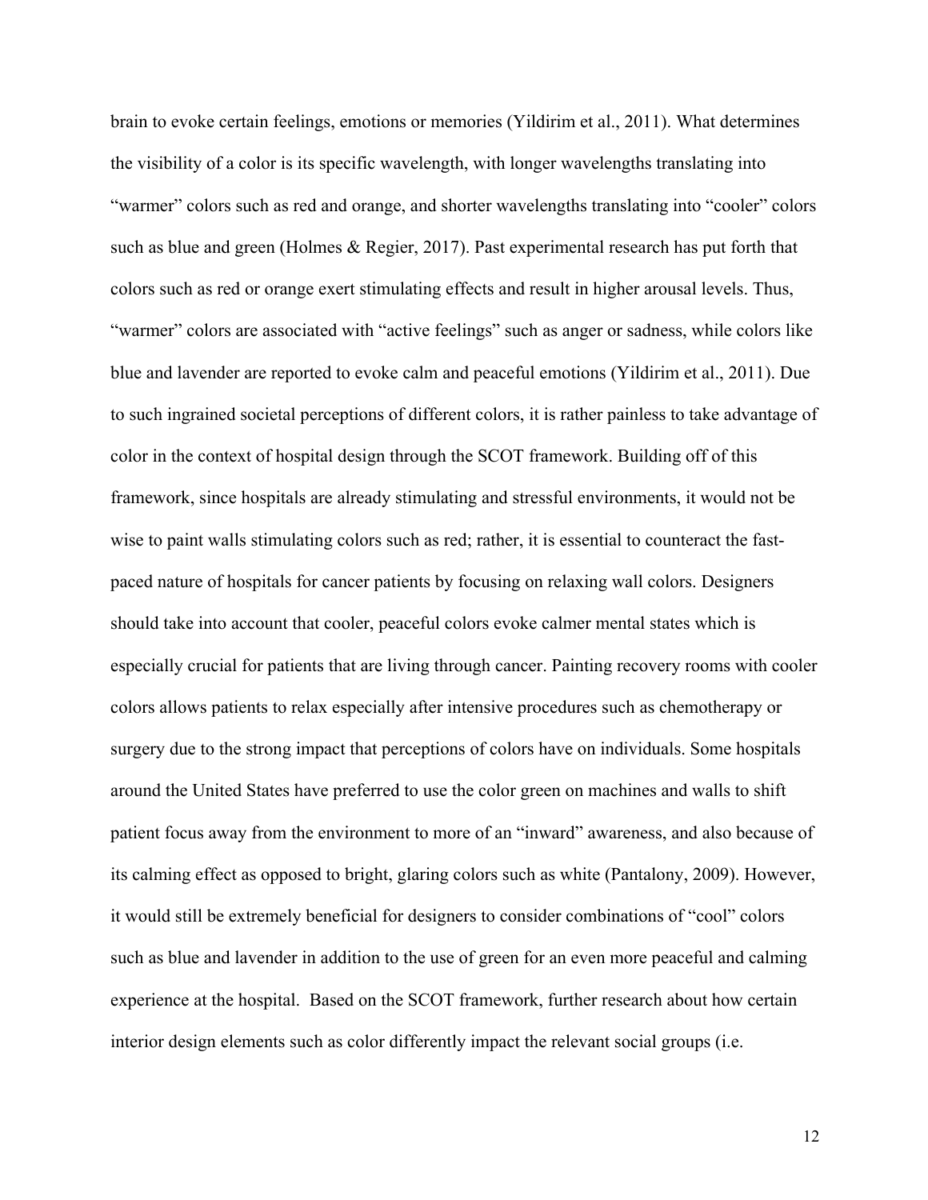brain to evoke certain feelings, emotions or memories (Yildirim et al., 2011). What determines the visibility of a color is its specific wavelength, with longer wavelengths translating into "warmer" colors such as red and orange, and shorter wavelengths translating into "cooler" colors such as blue and green (Holmes & Regier, 2017). Past experimental research has put forth that colors such as red or orange exert stimulating effects and result in higher arousal levels. Thus, "warmer" colors are associated with "active feelings" such as anger or sadness, while colors like blue and lavender are reported to evoke calm and peaceful emotions (Yildirim et al., 2011). Due to such ingrained societal perceptions of different colors, it is rather painless to take advantage of color in the context of hospital design through the SCOT framework. Building off of this framework, since hospitals are already stimulating and stressful environments, it would not be wise to paint walls stimulating colors such as red; rather, it is essential to counteract the fast-paced nature of hospitals for cancer patients by focusing on relaxing wall colors. Designers should take into account that cooler, peaceful colors evoke calmer mental states which is especially crucial for patients that are living through cancer. Painting recovery rooms with cooler colors allows patients to relax especially after intensive procedures such as chemotherapy or surgery due to the strong impact that perceptions of colors have on individuals. Some hospitals around the United States have preferred to use the color green on machines and walls to shift patient focus away from the environment to more of an "inward" awareness, and also because of its calming effect as opposed to bright, glaring colors such as white (Pantalony, 2009). However, it would still be extremely beneficial for designers to consider combinations of "cool" colors such as blue and lavender in addition to the use of green for an even more peaceful and calming experience at the hospital. Based on the SCOT framework, further research about how certain interior design elements such as color differently impact the relevant social groups (i.e.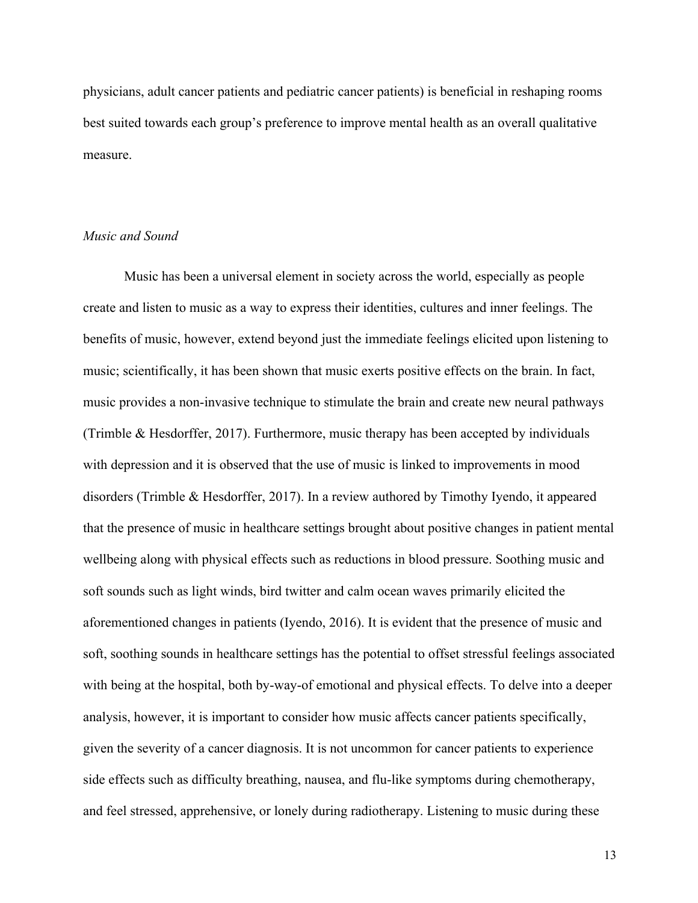physicians, adult cancer patients and pediatric cancer patients) is beneficial in reshaping rooms best suited towards each group's preference to improve mental health as an overall qualitative measure.

### *Music and Sound*

Music has been a universal element in society across the world, especially as people create and listen to music as a way to express their identities, cultures and inner feelings. The benefits of music, however, extend beyond just the immediate feelings elicited upon listening to music; scientifically, it has been shown that music exerts positive effects on the brain. In fact, music provides a non-invasive technique to stimulate the brain and create new neural pathways (Trimble & Hesdorffer, 2017). Furthermore, music therapy has been accepted by individuals with depression and it is observed that the use of music is linked to improvements in mood disorders (Trimble & Hesdorffer, 2017). In a review authored by Timothy Iyendo, it appeared that the presence of music in healthcare settings brought about positive changes in patient mental wellbeing along with physical effects such as reductions in blood pressure. Soothing music and soft sounds such as light winds, bird twitter and calm ocean waves primarily elicited the aforementioned changes in patients (Iyendo, 2016). It is evident that the presence of music and soft, soothing sounds in healthcare settings has the potential to offset stressful feelings associated with being at the hospital, both by-way-of emotional and physical effects. To delve into a deeper analysis, however, it is important to consider how music affects cancer patients specifically, given the severity of a cancer diagnosis. It is not uncommon for cancer patients to experience side effects such as difficulty breathing, nausea, and flu-like symptoms during chemotherapy, and feel stressed, apprehensive, or lonely during radiotherapy. Listening to music during these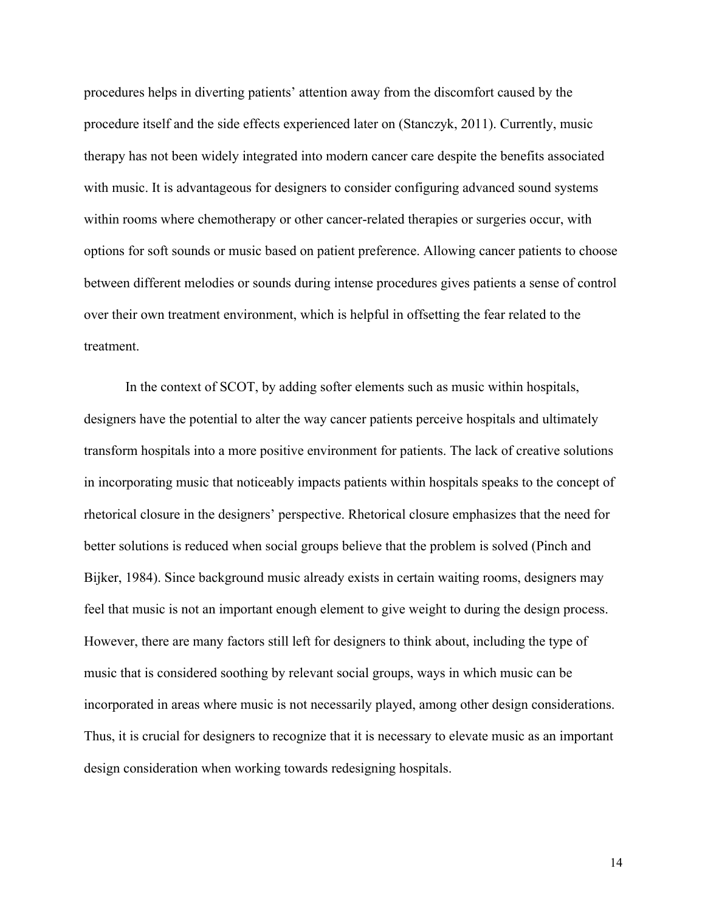procedures helps in diverting patients' attention away from the discomfort caused by the procedure itself and the side effects experienced later on (Stanczyk, 2011). Currently, music therapy has not been widely integrated into modern cancer care despite the benefits associated with music. It is advantageous for designers to consider configuring advanced sound systems within rooms where chemotherapy or other cancer-related therapies or surgeries occur, with options for soft sounds or music based on patient preference. Allowing cancer patients to choose between different melodies or sounds during intense procedures gives patients a sense of control over their own treatment environment, which is helpful in offsetting the fear related to the treatment.

In the context of SCOT, by adding softer elements such as music within hospitals, designers have the potential to alter the way cancer patients perceive hospitals and ultimately transform hospitals into a more positive environment for patients. The lack of creative solutions in incorporating music that noticeably impacts patients within hospitals speaks to the concept of rhetorical closure in the designers' perspective. Rhetorical closure emphasizes that the need for better solutions is reduced when social groups believe that the problem is solved (Pinch and Bijker, 1984). Since background music already exists in certain waiting rooms, designers may feel that music is not an important enough element to give weight to during the design process. However, there are many factors still left for designers to think about, including the type of music that is considered soothing by relevant social groups, ways in which music can be incorporated in areas where music is not necessarily played, among other design considerations. Thus, it is crucial for designers to recognize that it is necessary to elevate music as an important design consideration when working towards redesigning hospitals.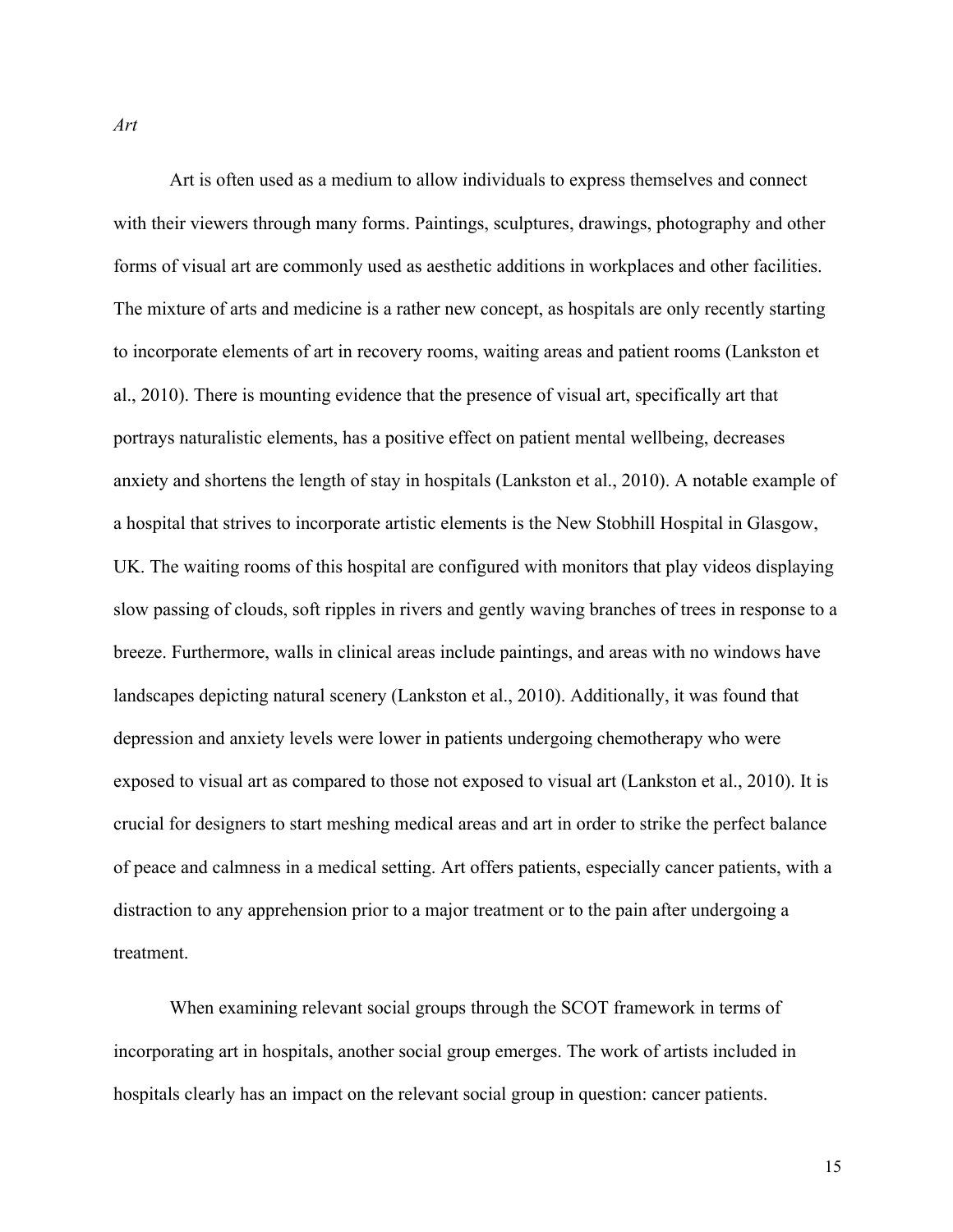*Art*

Art is often used as a medium to allow individuals to express themselves and connect with their viewers through many forms. Paintings, sculptures, drawings, photography and other forms of visual art are commonly used as aesthetic additions in workplaces and other facilities. The mixture of arts and medicine is a rather new concept, as hospitals are only recently starting to incorporate elements of art in recovery rooms, waiting areas and patient rooms (Lankston et al., 2010). There is mounting evidence that the presence of visual art, specifically art that portrays naturalistic elements, has a positive effect on patient mental wellbeing, decreases anxiety and shortens the length of stay in hospitals (Lankston et al., 2010). A notable example of a hospital that strives to incorporate artistic elements is the New Stobhill Hospital in Glasgow, UK. The waiting rooms of this hospital are configured with monitors that play videos displaying slow passing of clouds, soft ripples in rivers and gently waving branches of trees in response to a breeze. Furthermore, walls in clinical areas include paintings, and areas with no windows have landscapes depicting natural scenery (Lankston et al., 2010). Additionally, it was found that depression and anxiety levels were lower in patients undergoing chemotherapy who were exposed to visual art as compared to those not exposed to visual art (Lankston et al., 2010). It is crucial for designers to start meshing medical areas and art in order to strike the perfect balance of peace and calmness in a medical setting. Art offers patients, especially cancer patients, with a distraction to any apprehension prior to a major treatment or to the pain after undergoing a treatment.

When examining relevant social groups through the SCOT framework in terms of incorporating art in hospitals, another social group emerges. The work of artists included in hospitals clearly has an impact on the relevant social group in question: cancer patients.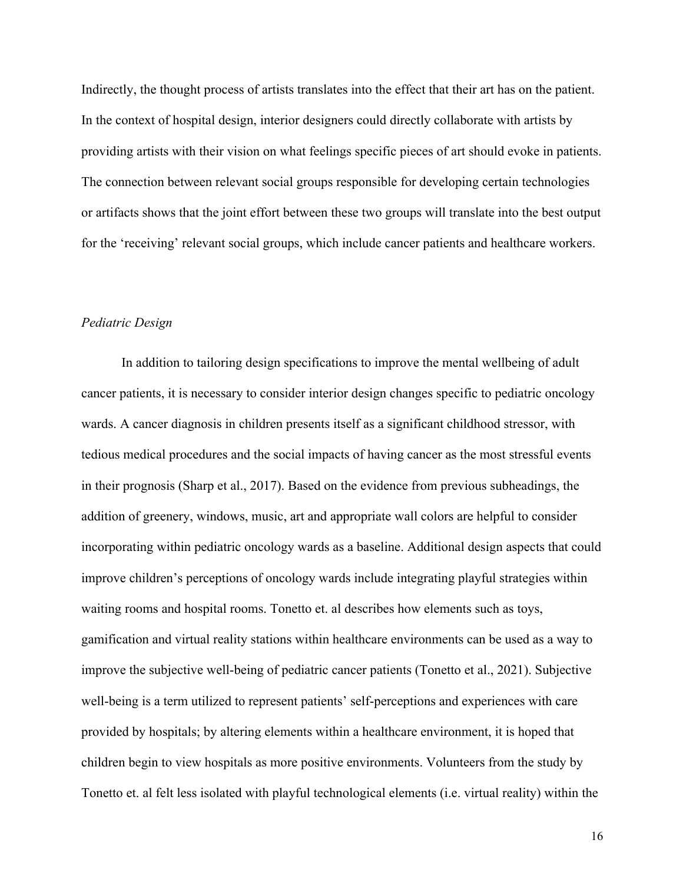Indirectly, the thought process of artists translates into the effect that their art has on the patient. In the context of hospital design, interior designers could directly collaborate with artists by providing artists with their vision on what feelings specific pieces of art should evoke in patients. The connection between relevant social groups responsible for developing certain technologies or artifacts shows that the joint effort between these two groups will translate into the best output for the 'receiving' relevant social groups, which include cancer patients and healthcare workers.

### *Pediatric Design*

In addition to tailoring design specifications to improve the mental wellbeing of adult cancer patients, it is necessary to consider interior design changes specific to pediatric oncology wards. A cancer diagnosis in children presents itself as a significant childhood stressor, with tedious medical procedures and the social impacts of having cancer as the most stressful events in their prognosis (Sharp et al., 2017). Based on the evidence from previous subheadings, the addition of greenery, windows, music, art and appropriate wall colors are helpful to consider incorporating within pediatric oncology wards as a baseline. Additional design aspects that could improve children's perceptions of oncology wards include integrating playful strategies within waiting rooms and hospital rooms. Tonetto et. al describes how elements such as toys, gamification and virtual reality stations within healthcare environments can be used as a way to improve the subjective well-being of pediatric cancer patients (Tonetto et al., 2021). Subjective well-being is a term utilized to represent patients' self-perceptions and experiences with care provided by hospitals; by altering elements within a healthcare environment, it is hoped that children begin to view hospitals as more positive environments. Volunteers from the study by Tonetto et. al felt less isolated with playful technological elements (i.e. virtual reality) within the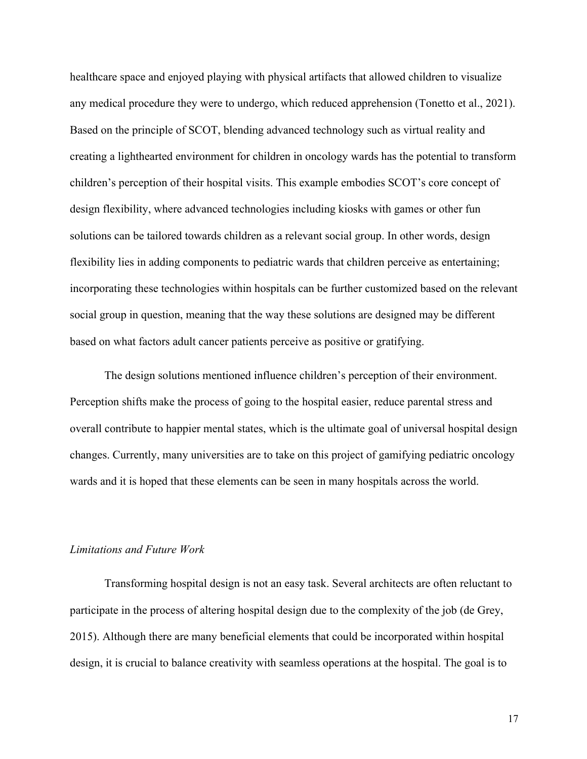healthcare space and enjoyed playing with physical artifacts that allowed children to visualize any medical procedure they were to undergo, which reduced apprehension (Tonetto et al., 2021). Based on the principle of SCOT, blending advanced technology such as virtual reality and creating a lighthearted environment for children in oncology wards has the potential to transform children's perception of their hospital visits. This example embodies SCOT's core concept of design flexibility, where advanced technologies including kiosks with games or other fun solutions can be tailored towards children as a relevant social group. In other words, design flexibility lies in adding components to pediatric wards that children perceive as entertaining; incorporating these technologies within hospitals can be further customized based on the relevant social group in question, meaning that the way these solutions are designed may be different based on what factors adult cancer patients perceive as positive or gratifying.

The design solutions mentioned influence children's perception of their environment. Perception shifts make the process of going to the hospital easier, reduce parental stress and overall contribute to happier mental states, which is the ultimate goal of universal hospital design changes. Currently, many universities are to take on this project of gamifying pediatric oncology wards and it is hoped that these elements can be seen in many hospitals across the world.

*Limitations and Future Work*

Transforming hospital design is not an easy task. Several architects are often reluctant to participate in the process of altering hospital design due to the complexity of the job (de Grey, 2015). Although there are many beneficial elements that could be incorporated within hospital design, it is crucial to balance creativity with seamless operations at the hospital. The goal is to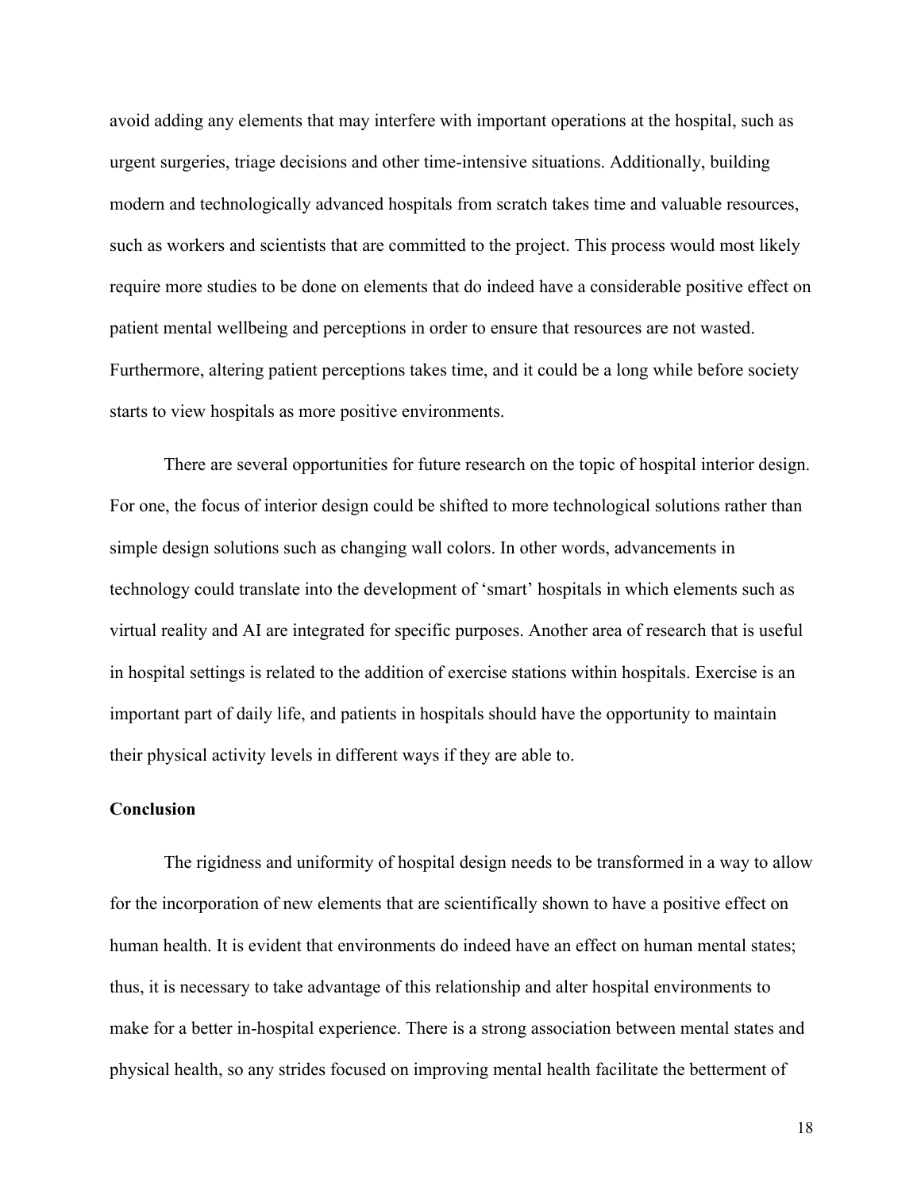avoid adding any elements that may interfere with important operations at the hospital, such as urgent surgeries, triage decisions and other time-intensive situations. Additionally, building modern and technologically advanced hospitals from scratch takes time and valuable resources, such as workers and scientists that are committed to the project. This process would most likely require more studies to be done on elements that do indeed have a considerable positive effect on patient mental wellbeing and perceptions in order to ensure that resources are not wasted. Furthermore, altering patient perceptions takes time, and it could be a long while before society starts to view hospitals as more positive environments.

There are several opportunities for future research on the topic of hospital interior design. For one, the focus of interior design could be shifted to more technological solutions rather than simple design solutions such as changing wall colors. In other words, advancements in technology could translate into the development of 'smart' hospitals in which elements such as virtual reality and AI are integrated for specific purposes. Another area of research that is useful in hospital settings is related to the addition of exercise stations within hospitals. Exercise is an important part of daily life, and patients in hospitals should have the opportunity to maintain their physical activity levels in different ways if they are able to.

**Conclusion**

The rigidness and uniformity of hospital design needs to be transformed in a way to allow for the incorporation of new elements that are scientifically shown to have a positive effect on human health. It is evident that environments do indeed have an effect on human mental states; thus, it is necessary to take advantage of this relationship and alter hospital environments to make for a better in-hospital experience. There is a strong association between mental states and physical health, so any strides focused on improving mental health facilitate the betterment of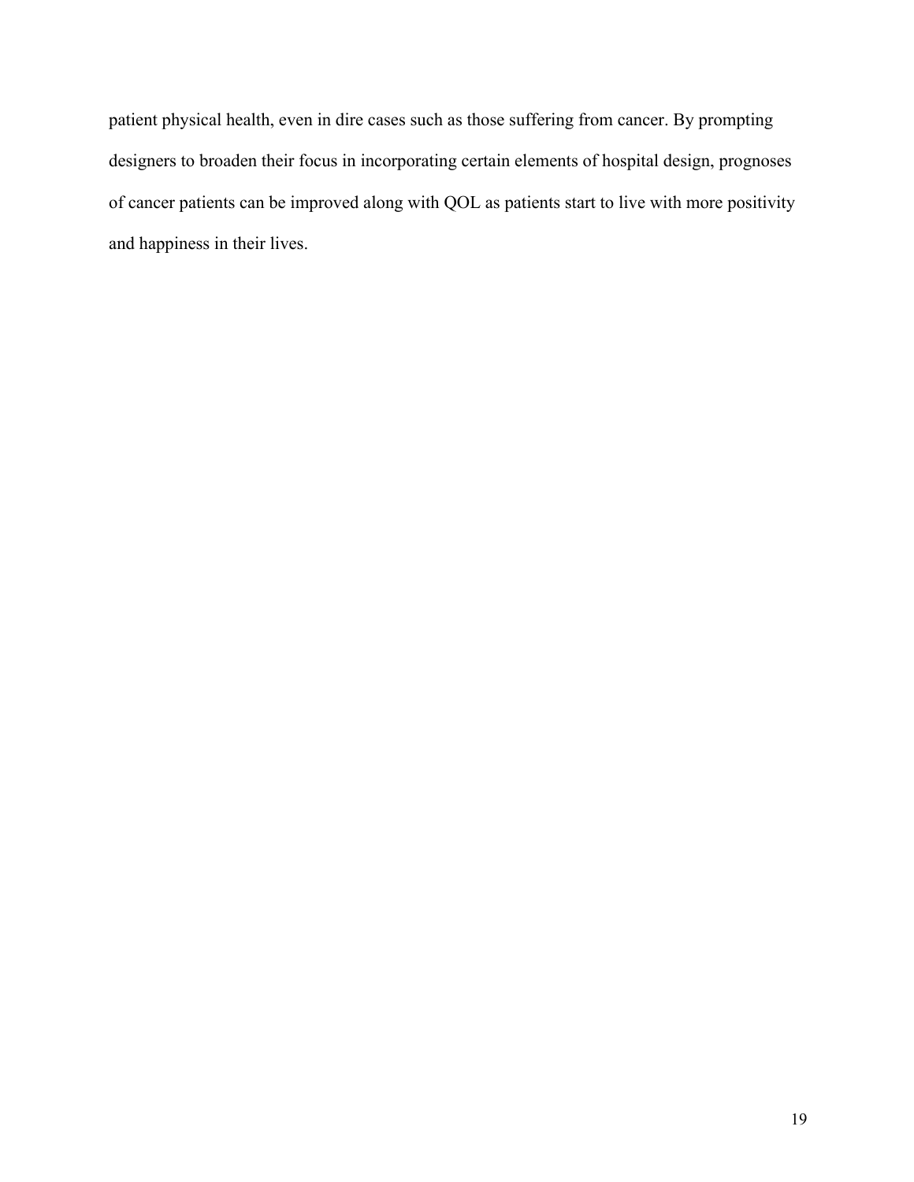patient physical health, even in dire cases such as those suffering from cancer. By prompting designers to broaden their focus in incorporating certain elements of hospital design, prognoses of cancer patients can be improved along with QOL as patients start to live with more positivity and happiness in their lives.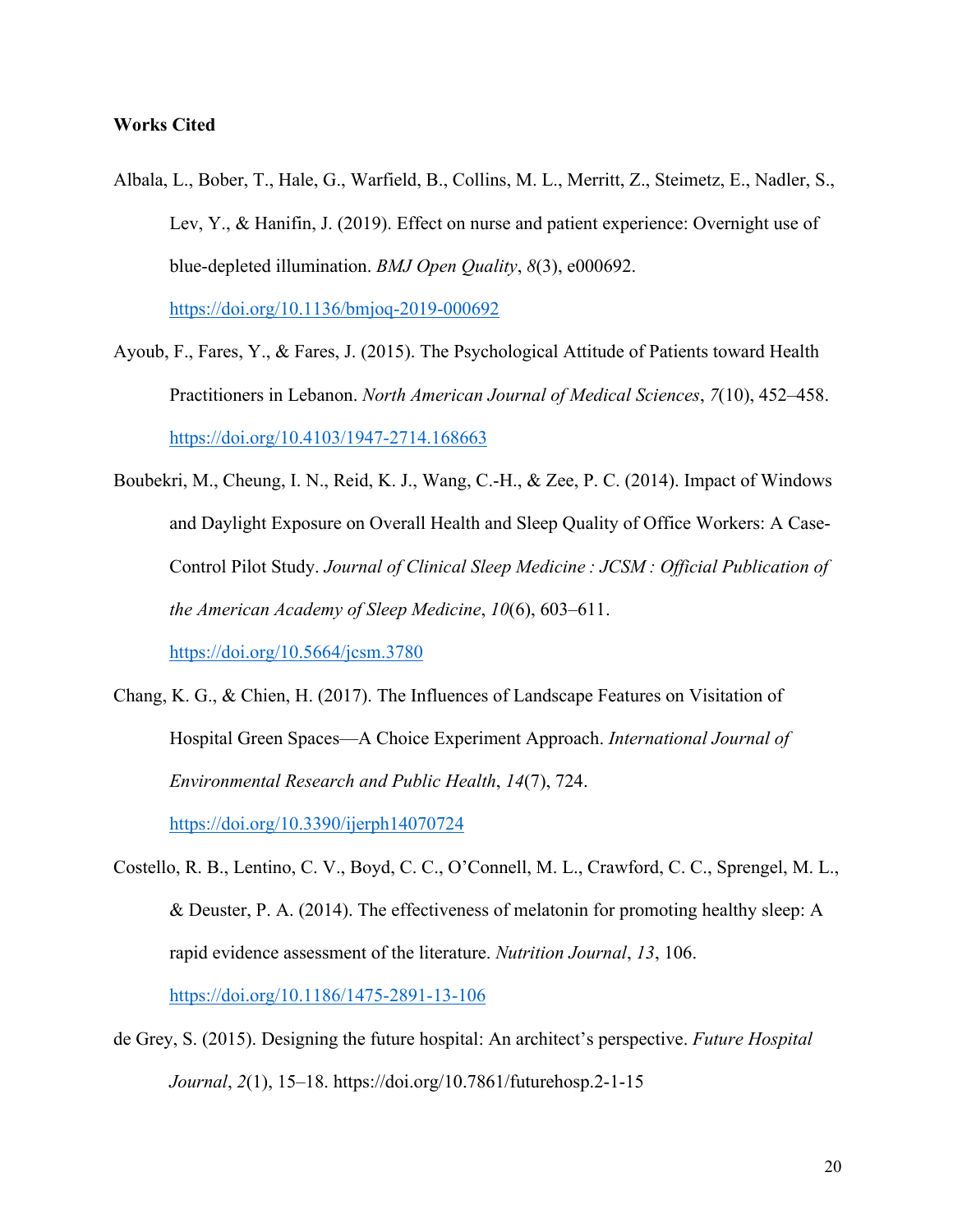**Works Cited**

Albala, L., Bober, T., Hale, G., Warfield, B., Collins, M. L., Merritt, Z., Steimetz, E., Nadler, S., Lev, Y., & Hanifin, J. (2019). Effect on nurse and patient experience: Overnight use of blue-depleted illumination. *BMJ Open Quality*, *8*(3), e000692. https://doi.org/10.1136/bmjoq-2019-000692

Ayoub, F., Fares, Y., & Fares, J. (2015). The Psychological Attitude of Patients toward Health Practitioners in Lebanon. *North American Journal of Medical Sciences*, *7*(10), 452–458. https://doi.org/10.4103/1947-2714.168663

Boubekri, M., Cheung, I. N., Reid, K. J., Wang, C.-H., & Zee, P. C. (2014). Impact of Windows and Daylight Exposure on Overall Health and Sleep Quality of Office Workers: A Case-Control Pilot Study. *Journal of Clinical Sleep Medicine : JCSM : Official Publication of the American Academy of Sleep Medicine*, *10*(6), 603–611. https://doi.org/10.5664/jcsm.3780

Chang, K. G., & Chien, H. (2017). The Influences of Landscape Features on Visitation of Hospital Green Spaces—A Choice Experiment Approach. *International Journal of Environmental Research and Public Health*, *14*(7), 724. https://doi.org/10.3390/ijerph14070724

Costello, R. B., Lentino, C. V., Boyd, C. C., O'Connell, M. L., Crawford, C. C., Sprengel, M. L., & Deuster, P. A. (2014). The effectiveness of melatonin for promoting healthy sleep: A rapid evidence assessment of the literature. *Nutrition Journal*, *13*, 106. https://doi.org/10.1186/1475-2891-13-106

de Grey, S. (2015). Designing the future hospital: An architect's perspective. *Future Hospital Journal*, *2*(1), 15–18. https://doi.org/10.7861/futurehosp.2-1-15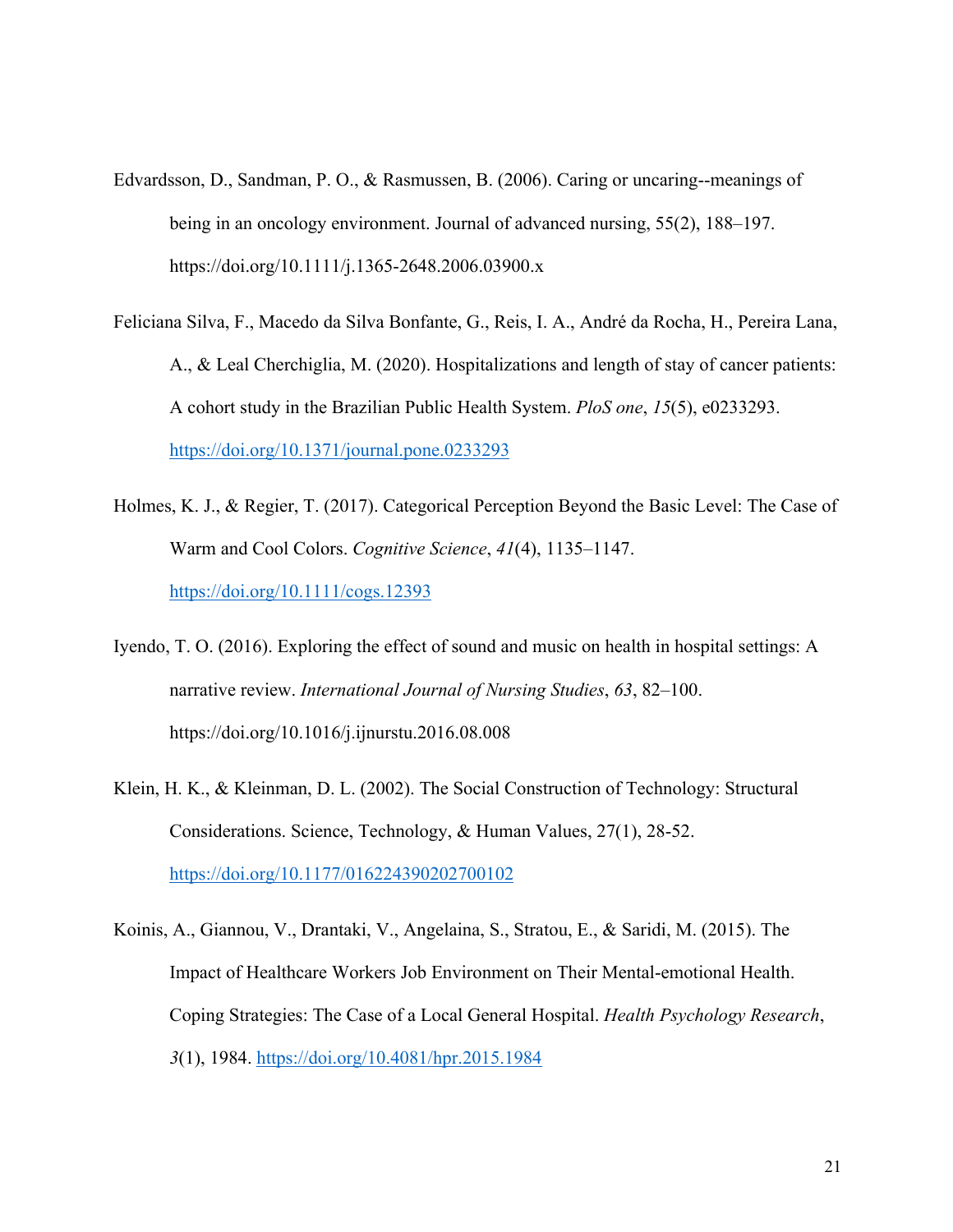Edvardsson, D., Sandman, P. O., & Rasmussen, B. (2006). Caring or uncaring--meanings of being in an oncology environment. Journal of advanced nursing, 55(2), 188–197. https://doi.org/10.1111/j.1365-2648.2006.03900.x

Feliciana Silva, F., Macedo da Silva Bonfante, G., Reis, I. A., André da Rocha, H., Pereira Lana, A., & Leal Cherchiglia, M. (2020). Hospitalizations and length of stay of cancer patients: A cohort study in the Brazilian Public Health System. *PloS one*, *15*(5), e0233293. https://doi.org/10.1371/journal.pone.0233293

Holmes, K. J., & Regier, T. (2017). Categorical Perception Beyond the Basic Level: The Case of Warm and Cool Colors. *Cognitive Science*, *41*(4), 1135–1147. https://doi.org/10.1111/cogs.12393

Iyendo, T. O. (2016). Exploring the effect of sound and music on health in hospital settings: A narrative review. *International Journal of Nursing Studies*, *63*, 82–100. https://doi.org/10.1016/j.ijnurstu.2016.08.008

Klein, H. K., & Kleinman, D. L. (2002). The Social Construction of Technology: Structural Considerations. Science, Technology, & Human Values, 27(1), 28-52. https://doi.org/10.1177/016224390202700102

Koinis, A., Giannou, V., Drantaki, V., Angelaina, S., Stratou, E., & Saridi, M. (2015). The Impact of Healthcare Workers Job Environment on Their Mental-emotional Health. Coping Strategies: The Case of a Local General Hospital. *Health Psychology Research*, *3*(1), 1984. https://doi.org/10.4081/hpr.2015.1984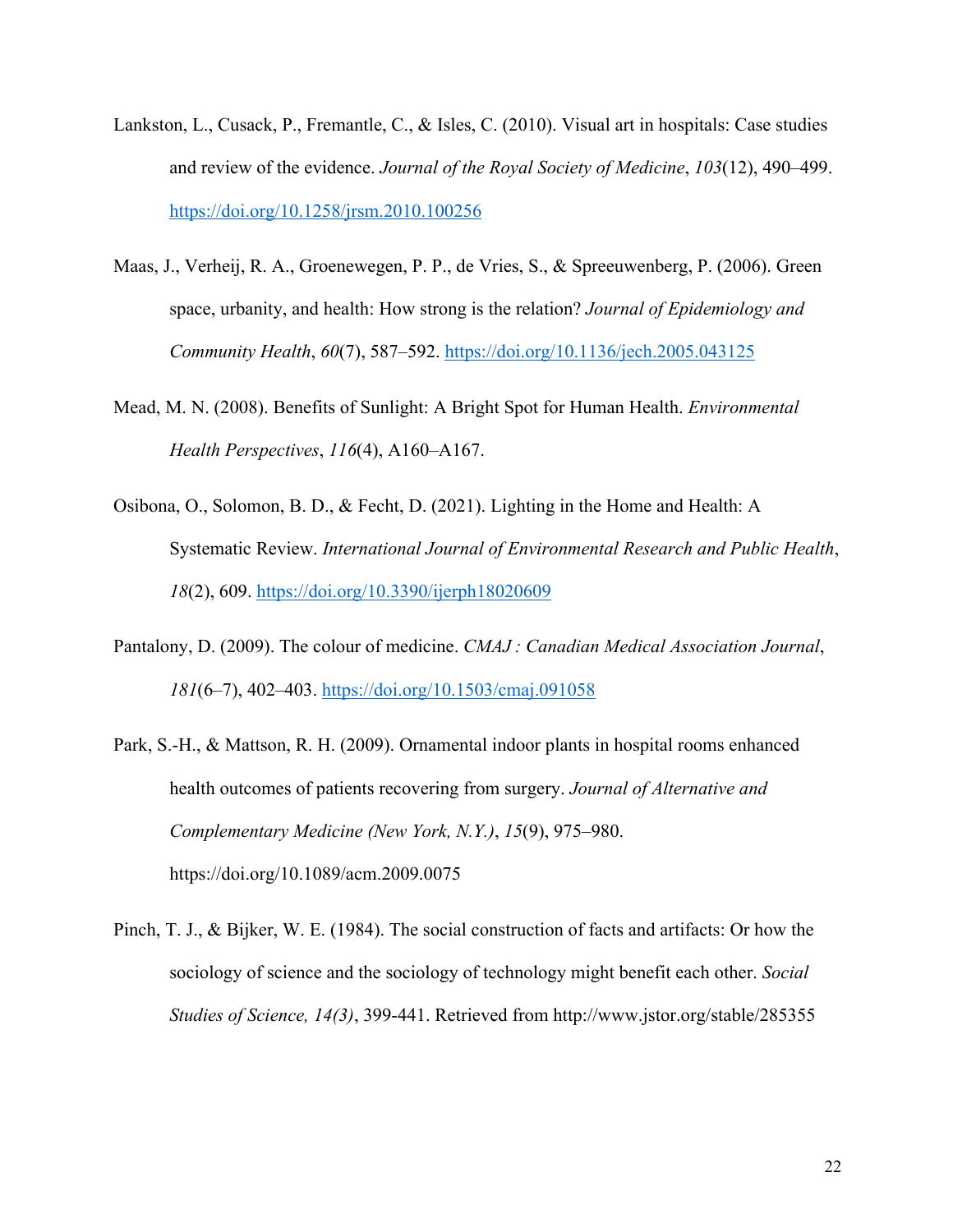Lankston, L., Cusack, P., Fremantle, C., & Isles, C. (2010). Visual art in hospitals: Case studies and review of the evidence. *Journal of the Royal Society of Medicine*, *103*(12), 490–499. https://doi.org/10.1258/jrsm.2010.100256

Maas, J., Verheij, R. A., Groenewegen, P. P., de Vries, S., & Spreeuwenberg, P. (2006). Green space, urbanity, and health: How strong is the relation? *Journal of Epidemiology and Community Health*, *60*(7), 587–592. https://doi.org/10.1136/jech.2005.043125

Mead, M. N. (2008). Benefits of Sunlight: A Bright Spot for Human Health. *Environmental Health Perspectives*, *116*(4), A160–A167.

Osibona, O., Solomon, B. D., & Fecht, D. (2021). Lighting in the Home and Health: A Systematic Review. *International Journal of Environmental Research and Public Health*, *18*(2), 609. https://doi.org/10.3390/ijerph18020609

Pantalony, D. (2009). The colour of medicine. *CMAJ : Canadian Medical Association Journal*, *181*(6–7), 402–403. https://doi.org/10.1503/cmaj.091058

Park, S.-H., & Mattson, R. H. (2009). Ornamental indoor plants in hospital rooms enhanced health outcomes of patients recovering from surgery. *Journal of Alternative and Complementary Medicine (New York, N.Y.)*, *15*(9), 975–980. https://doi.org/10.1089/acm.2009.0075

Pinch, T. J., & Bijker, W. E. (1984). The social construction of facts and artifacts: Or how the sociology of science and the sociology of technology might benefit each other. *Social Studies of Science, 14(3)*, 399-441. Retrieved from http://www.jstor.org/stable/285355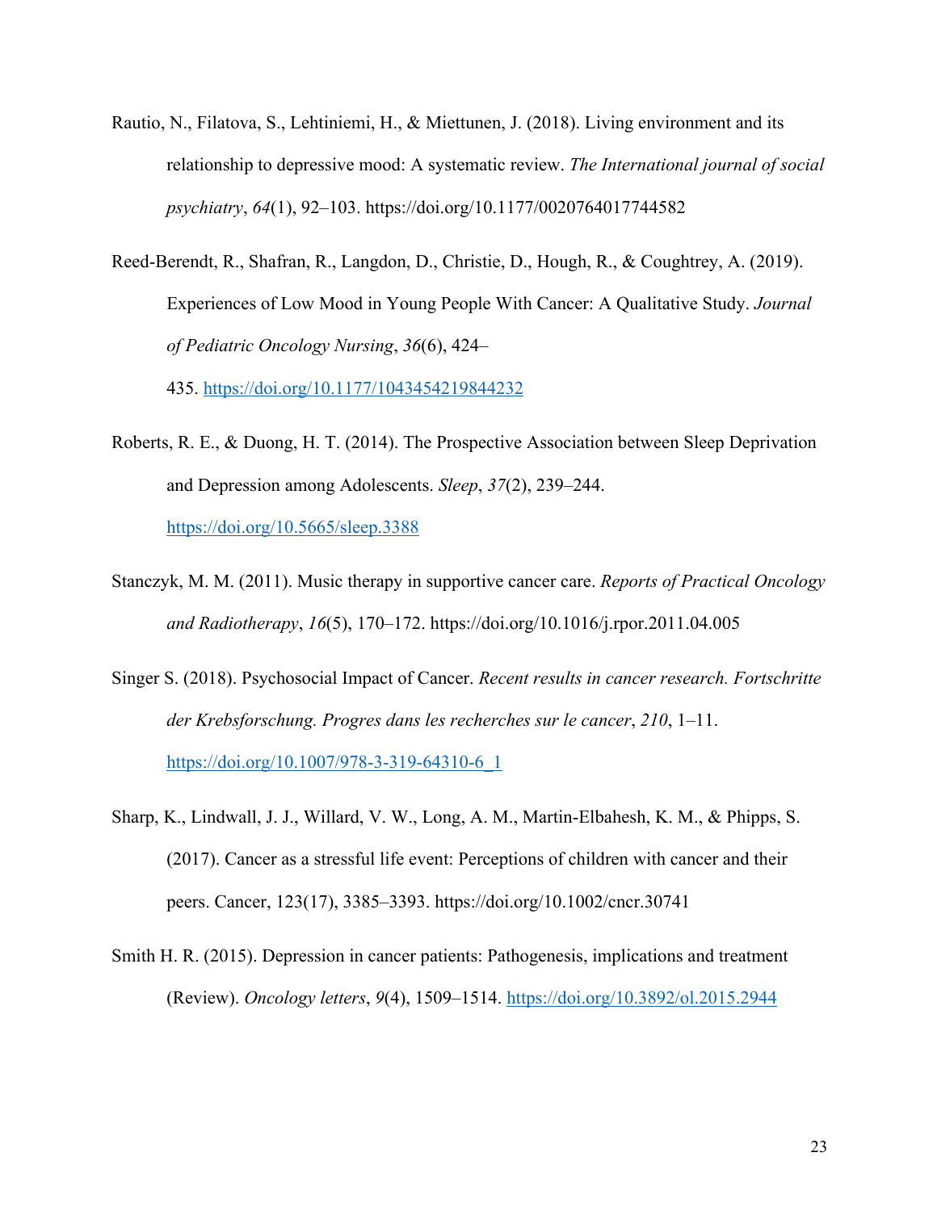Rautio, N., Filatova, S., Lehtiniemi, H., & Miettunen, J. (2018). Living environment and its relationship to depressive mood: A systematic review. *The International journal of social psychiatry*, *64*(1), 92–103. https://doi.org/10.1177/0020764017744582

Reed-Berendt, R., Shafran, R., Langdon, D., Christie, D., Hough, R., & Coughtrey, A. (2019). Experiences of Low Mood in Young People With Cancer: A Qualitative Study. *Journal of Pediatric Oncology Nursing*, *36*(6), 424–435. https://doi.org/10.1177/1043454219844232

Roberts, R. E., & Duong, H. T. (2014). The Prospective Association between Sleep Deprivation and Depression among Adolescents. *Sleep*, *37*(2), 239–244. https://doi.org/10.5665/sleep.3388

Stanczyk, M. M. (2011). Music therapy in supportive cancer care. *Reports of Practical Oncology and Radiotherapy*, *16*(5), 170–172. https://doi.org/10.1016/j.rpor.2011.04.005

Singer S. (2018). Psychosocial Impact of Cancer. *Recent results in cancer research. Fortschritte der Krebsforschung. Progres dans les recherches sur le cancer*, *210*, 1–11. https://doi.org/10.1007/978-3-319-64310-6_1

Sharp, K., Lindwall, J. J., Willard, V. W., Long, A. M., Martin-Elbahesh, K. M., & Phipps, S. (2017). Cancer as a stressful life event: Perceptions of children with cancer and their peers. Cancer, 123(17), 3385–3393. https://doi.org/10.1002/cncr.30741

Smith H. R. (2015). Depression in cancer patients: Pathogenesis, implications and treatment (Review). *Oncology letters*, *9*(4), 1509–1514. https://doi.org/10.3892/ol.2015.2944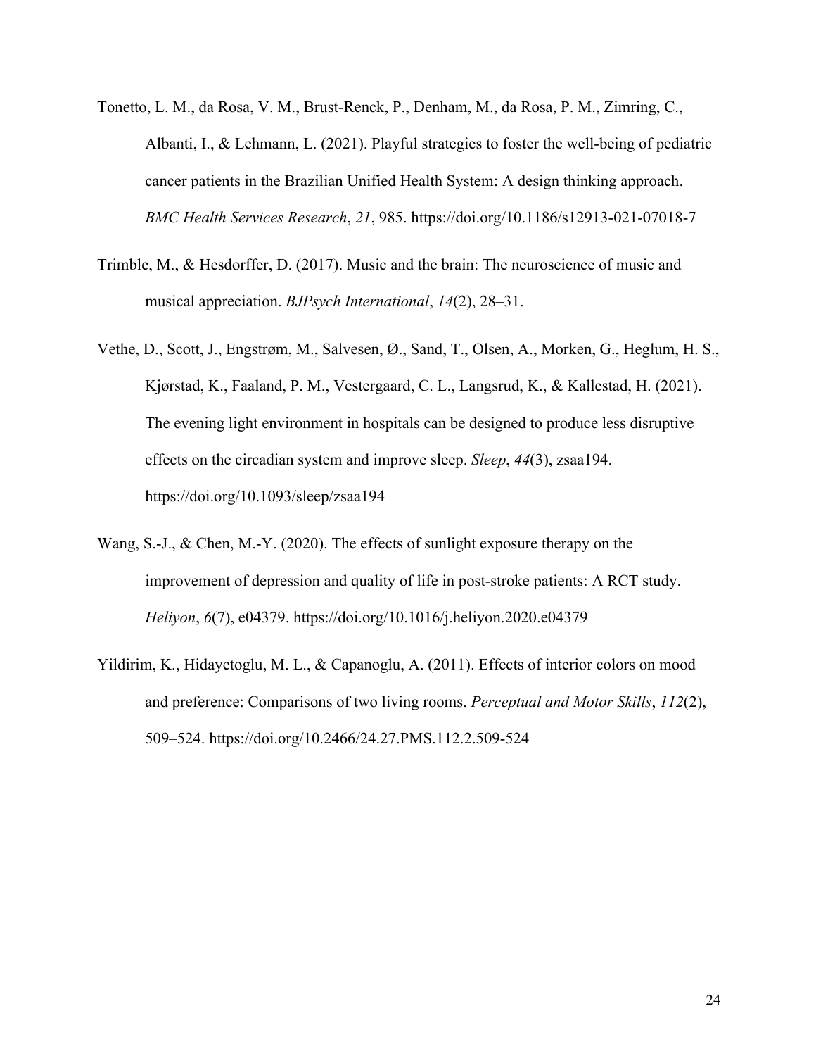Tonetto, L. M., da Rosa, V. M., Brust-Renck, P., Denham, M., da Rosa, P. M., Zimring, C., Albanti, I., & Lehmann, L. (2021). Playful strategies to foster the well-being of pediatric cancer patients in the Brazilian Unified Health System: A design thinking approach. *BMC Health Services Research*, *21*, 985. https://doi.org/10.1186/s12913-021-07018-7

Trimble, M., & Hesdorffer, D. (2017). Music and the brain: The neuroscience of music and musical appreciation. *BJPsych International*, *14*(2), 28–31.

Vethe, D., Scott, J., Engstrøm, M., Salvesen, Ø., Sand, T., Olsen, A., Morken, G., Heglum, H. S., Kjørstad, K., Faaland, P. M., Vestergaard, C. L., Langsrud, K., & Kallestad, H. (2021). The evening light environment in hospitals can be designed to produce less disruptive effects on the circadian system and improve sleep. *Sleep*, *44*(3), zsaa194. https://doi.org/10.1093/sleep/zsaa194

Wang, S.-J., & Chen, M.-Y. (2020). The effects of sunlight exposure therapy on the improvement of depression and quality of life in post-stroke patients: A RCT study. *Heliyon*, *6*(7), e04379. https://doi.org/10.1016/j.heliyon.2020.e04379

Yildirim, K., Hidayetoglu, M. L., & Capanoglu, A. (2011). Effects of interior colors on mood and preference: Comparisons of two living rooms. *Perceptual and Motor Skills*, *112*(2), 509–524. https://doi.org/10.2466/24.27.PMS.112.2.509-524